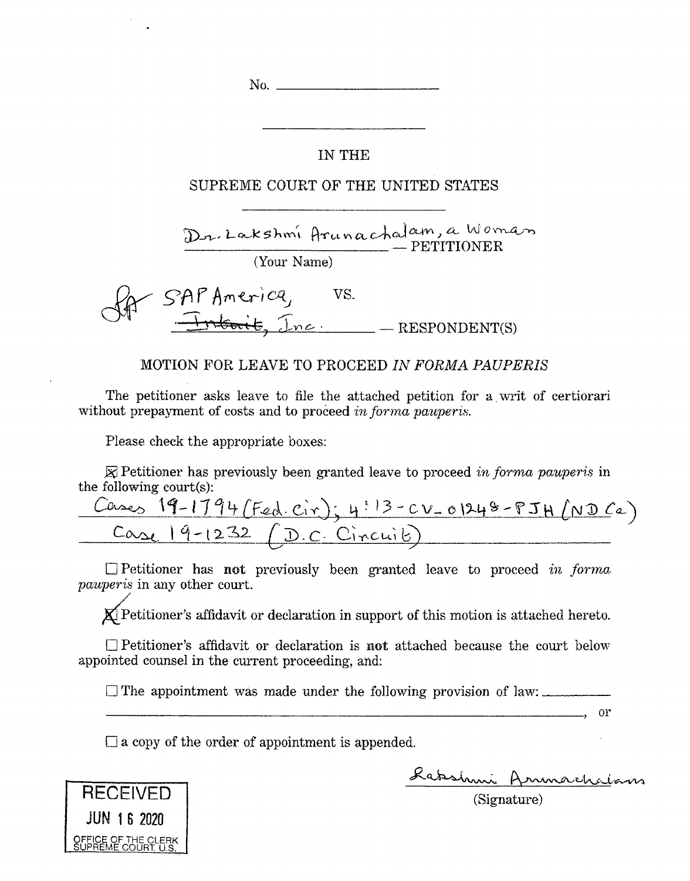No. ____________________

IN THE

SUPREME COURT OF THE UNITED STATES

Dr. Lakshmi Arunachalam, a Woman — PETITIONER
(Your Name)

SAP America, ~~Intuit~~, Inc. VS. — RESPONDENT(S)

MOTION FOR LEAVE TO PROCEED *IN FORMA PAUPERIS*

The petitioner asks leave to file the attached petition for a writ of certiorari without prepayment of costs and to proceed *in forma pauperis*.

Please check the appropriate boxes:

☒ Petitioner has previously been granted leave to proceed *in forma pauperis* in the following court(s):

Cases 19-1794 (Fed. Cir); 4:13-CV-01248-PJH (ND Ca)
Case 19-1232 (D.C. Circuit)

☐ Petitioner has **not** previously been granted leave to proceed *in forma pauperis* in any other court.

☒ Petitioner's affidavit or declaration in support of this motion is attached hereto.

☐ Petitioner's affidavit or declaration is **not** attached because the court below appointed counsel in the current proceeding, and:

☐ The appointment was made under the following provision of law: ____________________, or

☐ a copy of the order of appointment is appended.

Lakshmi Arunachalam
(Signature)

RECEIVED
JUN 16 2020
OFFICE OF THE CLERK
SUPREME COURT, U.S.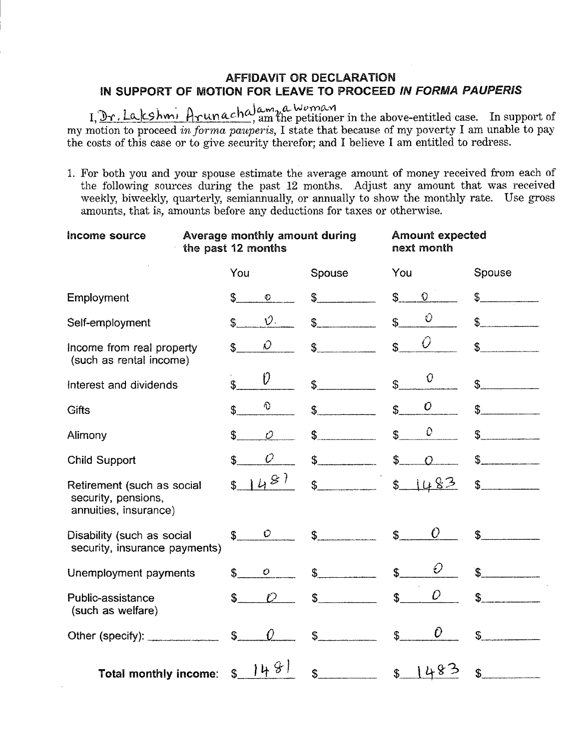## AFFIDAVIT OR DECLARATION
## IN SUPPORT OF MOTION FOR LEAVE TO PROCEED *IN FORMA PAUPERIS*

I, Dr. Lakshmi Arunachalam, a Woman, am the petitioner in the above-entitled case. In support of my motion to proceed *in forma pauperis*, I state that because of my poverty I am unable to pay the costs of this case or to give security therefor; and I believe I am entitled to redress.

1. For both you and your spouse estimate the average amount of money received from each of the following sources during the past 12 months. Adjust any amount that was received weekly, biweekly, quarterly, semiannually, or annually to show the monthly rate. Use gross amounts, that is, amounts before any deductions for taxes or otherwise.

| Income source | Average monthly amount during the past 12 months | | Amount expected next month | |
|---|---|---|---|---|
| | You | Spouse | You | Spouse |
| Employment | $ 0 | $ | $ 0 | $ |
| Self-employment | $ 0. | $ | $ 0 | $ |
| Income from real property (such as rental income) | $ 0 | $ | $ 0 | $ |
| Interest and dividends | $ 0 | $ | $ 0 | $ |
| Gifts | $ 0 | $ | $ 0 | $ |
| Alimony | $ 0 | $ | $ 0 | $ |
| Child Support | $ 0 | $ | $ 0 | $ |
| Retirement (such as social security, pensions, annuities, insurance) | $ 1481 | $ | $ 1483 | $ |
| Disability (such as social security, insurance payments) | $ 0 | $ | $ 0 | $ |
| Unemployment payments | $ 0 | $ | $ 0 | $ |
| Public-assistance (such as welfare) | $ 0 | $ | $ 0 | $ |
| Other (specify): ________ | $ 0 | $ | $ 0 | $ |
| **Total monthly income:** | $ 1481 | $ | $ 1483 | $ |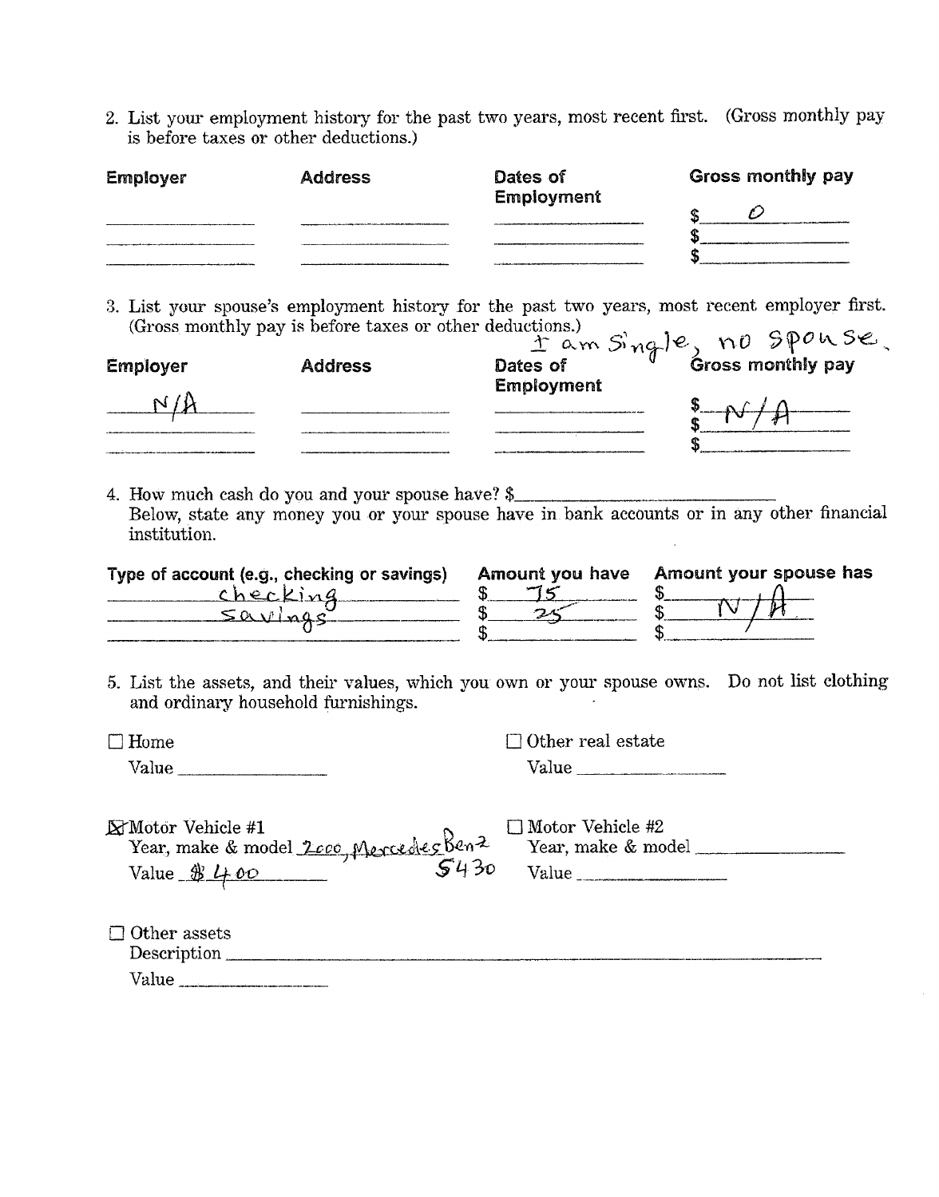2. List your employment history for the past two years, most recent first. (Gross monthly pay is before taxes or other deductions.)

| Employer | Address | Dates of Employment | Gross monthly pay |
|---|---|---|---|
| | | | $ 0 |
| | | | $ |
| | | | $ |

3. List your spouse's employment history for the past two years, most recent employer first. (Gross monthly pay is before taxes or other deductions.) I am Single, no spouse.

| Employer | Address | Dates of Employment | Gross monthly pay |
|---|---|---|---|
| N/A | | | $ N/A |
| | | | $ |
| | | | $ |

4. How much cash do you and your spouse have? $\_\_\_\_\_\_\_\_
Below, state any money you or your spouse have in bank accounts or in any other financial institution.

| Type of account (e.g., checking or savings) | Amount you have | Amount your spouse has |
|---|---|---|
| checking | $ 75 | $ N/A |
| savings | $ 25 | $ |
| | $ | $ |

5. List the assets, and their values, which you own or your spouse owns. Do not list clothing and ordinary household furnishings.

☐ Home
Value \_\_\_\_\_\_\_\_

☐ Other real estate
Value \_\_\_\_\_\_\_\_

☒ Motor Vehicle #1
Year, make & model 2000, Mercedes Benz S430
Value $400

☐ Motor Vehicle #2
Year, make & model \_\_\_\_\_\_\_\_
Value \_\_\_\_\_\_\_\_

☐ Other assets
Description \_\_\_\_\_\_\_\_
Value \_\_\_\_\_\_\_\_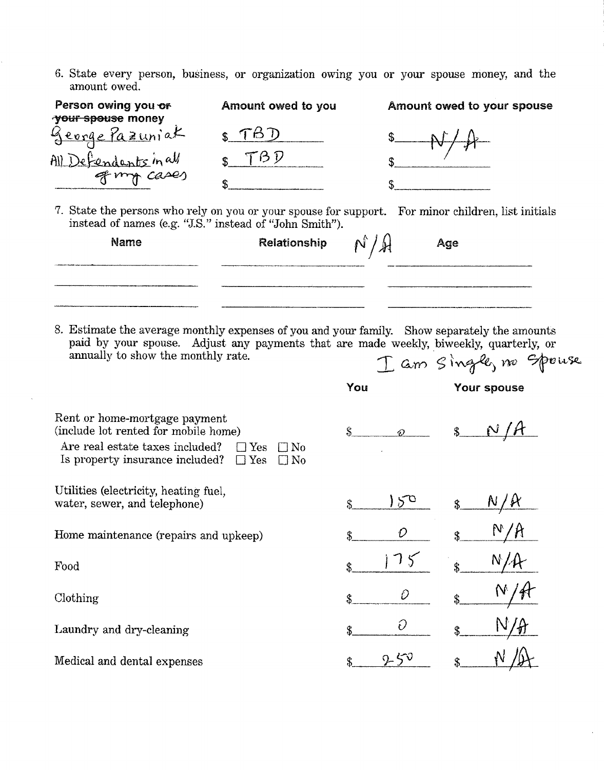6. State every person, business, or organization owing you or your spouse money, and the amount owed.

| Person owing you ~~or your spouse~~ money | Amount owed to you | Amount owed to your spouse |
|---|---|---|
| George Pazuniak | $ TBD | $ N/A |
| All Defendants in all of my cases | $ TBD | $ |
| | $ | $ |

7. State the persons who rely on you or your spouse for support. For minor children, list initials instead of names (e.g. "J.S." instead of "John Smith").

| Name | Relationship | Age |
|---|---|---|
| | N/A | |
| | | |
| | | |

8. Estimate the average monthly expenses of you and your family. Show separately the amounts paid by your spouse. Adjust any payments that are made weekly, biweekly, quarterly, or annually to show the monthly rate.

I am Single, no Spouse

| | You | Your spouse |
|---|---|---|
| Rent or home-mortgage payment (include lot rented for mobile home) | $ 0 | $ N/A |
| Are real estate taxes included? ☐ Yes ☐ No | | |
| Is property insurance included? ☐ Yes ☐ No | | |
| Utilities (electricity, heating fuel, water, sewer, and telephone) | $ 150 | $ N/A |
| Home maintenance (repairs and upkeep) | $ 0 | $ N/A |
| Food | $ 175 | $ N/A |
| Clothing | $ 0 | $ N/A |
| Laundry and dry-cleaning | $ 0 | $ N/A |
| Medical and dental expenses | $ 250 | $ N/A |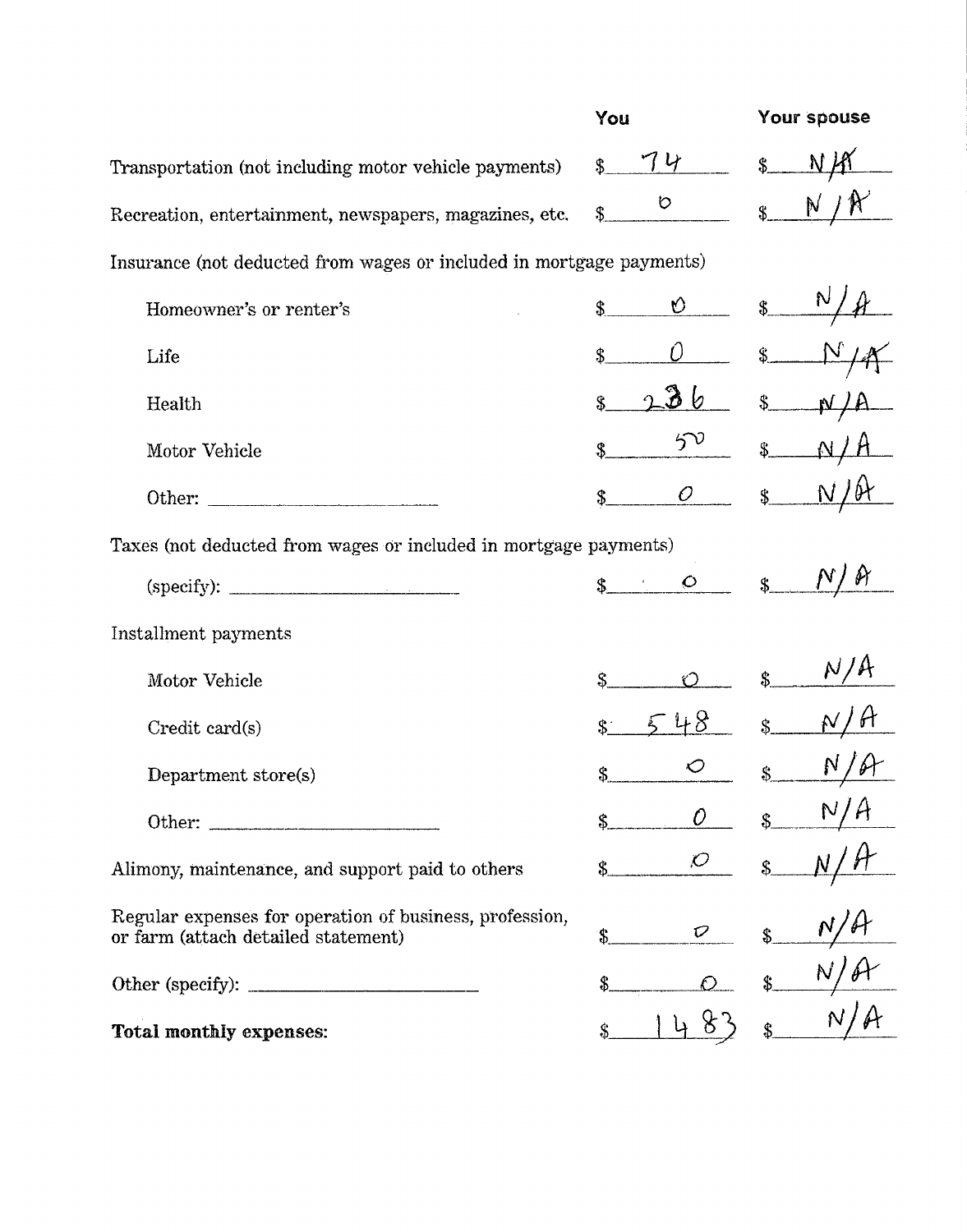| | You | Your spouse |
|---|---|---|
| Transportation (not including motor vehicle payments) | $ 74 | $ N/A |
| Recreation, entertainment, newspapers, magazines, etc. | $ 0 | $ N/A |
| Insurance (not deducted from wages or included in mortgage payments) | | |
| Homeowner's or renter's | $ 0 | $ N/A |
| Life | $ 0 | $ N/A |
| Health | $ 236 | $ N/A |
| Motor Vehicle | $ 50 | $ N/A |
| Other: ______________ | $ 0 | $ N/A |
| Taxes (not deducted from wages or included in mortgage payments) | | |
| (specify): ______________ | $ 0 | $ N/A |
| Installment payments | | |
| Motor Vehicle | $ 0 | $ N/A |
| Credit card(s) | $ 548 | $ N/A |
| Department store(s) | $ 0 | $ N/A |
| Other: ______________ | $ 0 | $ N/A |
| Alimony, maintenance, and support paid to others | $ 0 | $ N/A |
| Regular expenses for operation of business, profession, or farm (attach detailed statement) | $ 0 | $ N/A |
| Other (specify): ______________ | $ 0 | $ N/A |
| **Total monthly expenses:** | $ 1483 | $ N/A |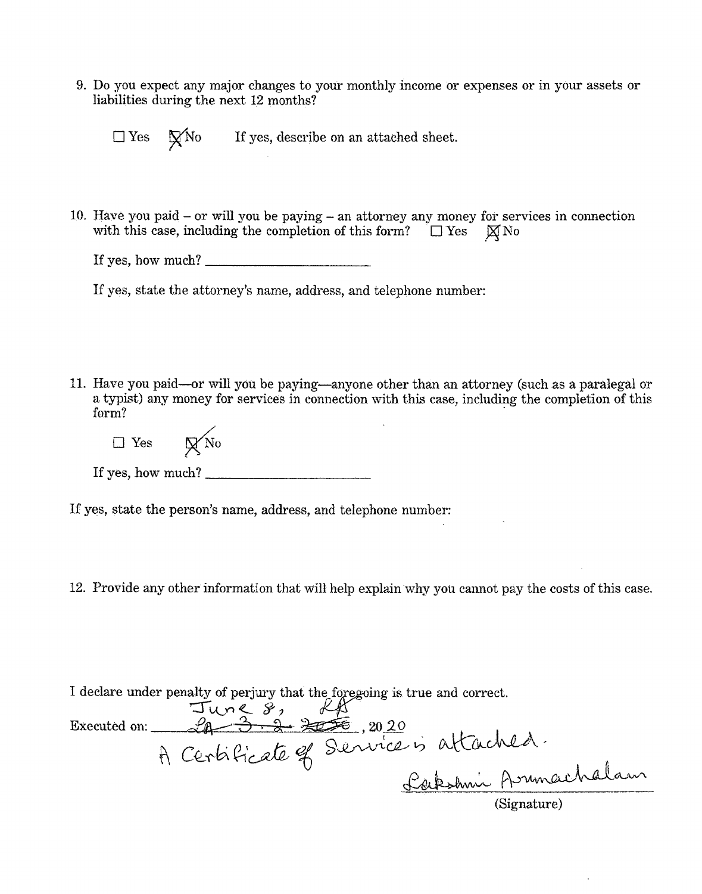9. Do you expect any major changes to your monthly income or expenses or in your assets or liabilities during the next 12 months?

   ☐ Yes ☒ No If yes, describe on an attached sheet.

10. Have you paid – or will you be paying – an attorney any money for services in connection with this case, including the completion of this form? ☐ Yes ☒ No

    If yes, how much? ____________________

    If yes, state the attorney's name, address, and telephone number:

11. Have you paid—or will you be paying—anyone other than an attorney (such as a paralegal or a typist) any money for services in connection with this case, including the completion of this form?

    ☐ Yes ☒ No

    If yes, how much? ____________________

If yes, state the person's name, address, and telephone number:

12. Provide any other information that will help explain why you cannot pay the costs of this case.

I declare under penalty of perjury that the foregoing is true and correct.

Executed on: June 8, ~~3 . 2 . 2020~~ LA LA, 20 20

A Certificate of Service is attached.

Lakshmi Arunachalam

(Signature)